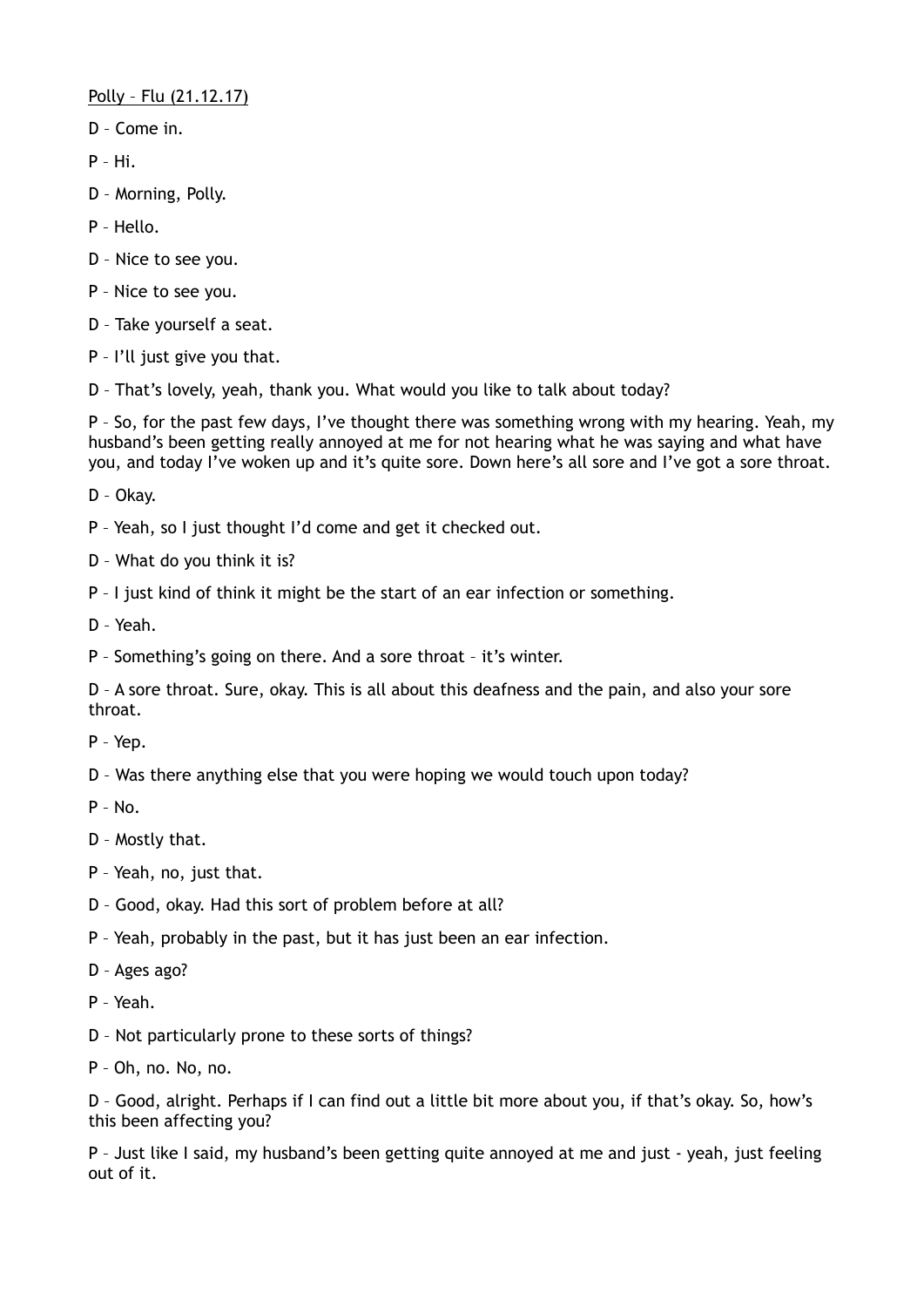<u>Polly – Flu (21.12.17)</u>

D – Come in.

P – Hi.

D – Morning, Polly.

P – Hello.

D – Nice to see you.

P – Nice to see you.

D – Take yourself a seat.

P – I'll just give you that.

D – That's lovely, yeah, thank you. What would you like to talk about today?

P – So, for the past few days, I've thought there was something wrong with my hearing. Yeah, my husband's been getting really annoyed at me for not hearing what he was saying and what have you, and today I've woken up and it's quite sore. Down here's all sore and I've got a sore throat.

D – Okay.

P – Yeah, so I just thought I'd come and get it checked out.

D – What do you think it is?

P – I just kind of think it might be the start of an ear infection or something.

D – Yeah.

P – Something's going on there. And a sore throat – it's winter.

D – A sore throat. Sure, okay. This is all about this deafness and the pain, and also your sore throat.

P – Yep.

D – Was there anything else that you were hoping we would touch upon today?

P – No.

D – Mostly that.

P – Yeah, no, just that.

D – Good, okay. Had this sort of problem before at all?

P – Yeah, probably in the past, but it has just been an ear infection.

D – Ages ago?

P – Yeah.

D – Not particularly prone to these sorts of things?

P – Oh, no. No, no.

D – Good, alright. Perhaps if I can find out a little bit more about you, if that's okay. So, how's this been affecting you?

P – Just like I said, my husband's been getting quite annoyed at me and just - yeah, just feeling out of it.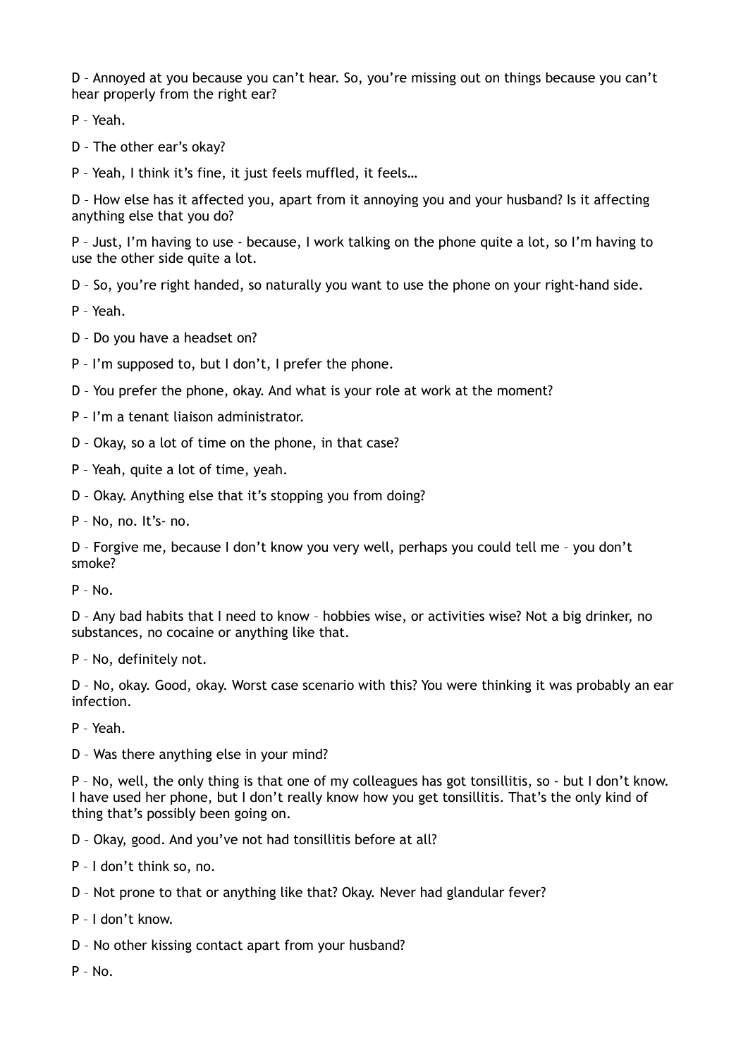D – Annoyed at you because you can't hear. So, you're missing out on things because you can't hear properly from the right ear?

P – Yeah.

D – The other ear's okay?

P – Yeah, I think it's fine, it just feels muffled, it feels…

D – How else has it affected you, apart from it annoying you and your husband? Is it affecting anything else that you do?

P – Just, I'm having to use - because, I work talking on the phone quite a lot, so I'm having to use the other side quite a lot.

D – So, you're right handed, so naturally you want to use the phone on your right-hand side.

P – Yeah.

D – Do you have a headset on?

P – I'm supposed to, but I don't, I prefer the phone.

D – You prefer the phone, okay. And what is your role at work at the moment?

P – I'm a tenant liaison administrator.

D – Okay, so a lot of time on the phone, in that case?

P – Yeah, quite a lot of time, yeah.

D – Okay. Anything else that it's stopping you from doing?

P – No, no. It's- no.

D – Forgive me, because I don't know you very well, perhaps you could tell me – you don't smoke?

P – No.

D – Any bad habits that I need to know – hobbies wise, or activities wise? Not a big drinker, no substances, no cocaine or anything like that.

P – No, definitely not.

D – No, okay. Good, okay. Worst case scenario with this? You were thinking it was probably an ear infection.

P – Yeah.

D – Was there anything else in your mind?

P – No, well, the only thing is that one of my colleagues has got tonsillitis, so - but I don't know. I have used her phone, but I don't really know how you get tonsillitis. That's the only kind of thing that's possibly been going on.

D – Okay, good. And you've not had tonsillitis before at all?

P – I don't think so, no.

D – Not prone to that or anything like that? Okay. Never had glandular fever?

P – I don't know.

D – No other kissing contact apart from your husband?

P – No.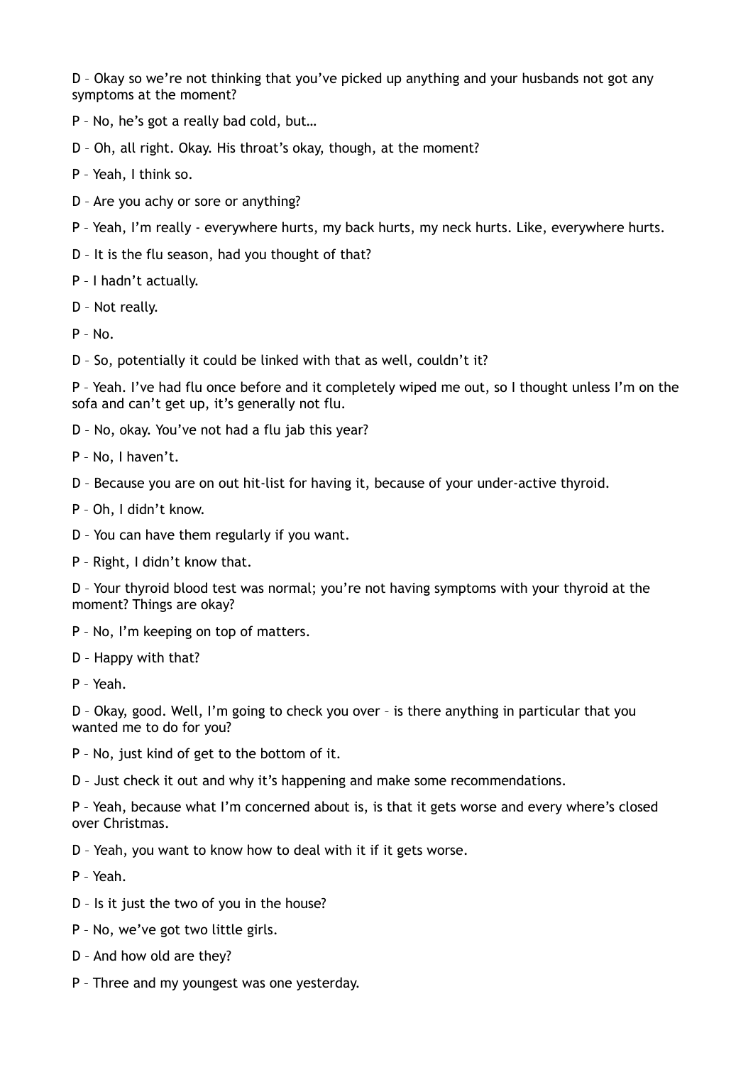D – Okay so we're not thinking that you've picked up anything and your husbands not got any symptoms at the moment?

P – No, he's got a really bad cold, but…

D – Oh, all right. Okay. His throat's okay, though, at the moment?

P – Yeah, I think so.

D – Are you achy or sore or anything?

P – Yeah, I'm really - everywhere hurts, my back hurts, my neck hurts. Like, everywhere hurts.

D – It is the flu season, had you thought of that?

P – I hadn't actually.

D – Not really.

P – No.

D – So, potentially it could be linked with that as well, couldn't it?

P – Yeah. I've had flu once before and it completely wiped me out, so I thought unless I'm on the sofa and can't get up, it's generally not flu.

D – No, okay. You've not had a flu jab this year?

P – No, I haven't.

D – Because you are on out hit-list for having it, because of your under-active thyroid.

P – Oh, I didn't know.

D – You can have them regularly if you want.

P – Right, I didn't know that.

D – Your thyroid blood test was normal; you're not having symptoms with your thyroid at the moment? Things are okay?

P – No, I'm keeping on top of matters.

D – Happy with that?

P – Yeah.

D – Okay, good. Well, I'm going to check you over – is there anything in particular that you wanted me to do for you?

P – No, just kind of get to the bottom of it.

D – Just check it out and why it's happening and make some recommendations.

P – Yeah, because what I'm concerned about is, is that it gets worse and every where's closed over Christmas.

D – Yeah, you want to know how to deal with it if it gets worse.

P – Yeah.

D – Is it just the two of you in the house?

P – No, we've got two little girls.

D – And how old are they?

P – Three and my youngest was one yesterday.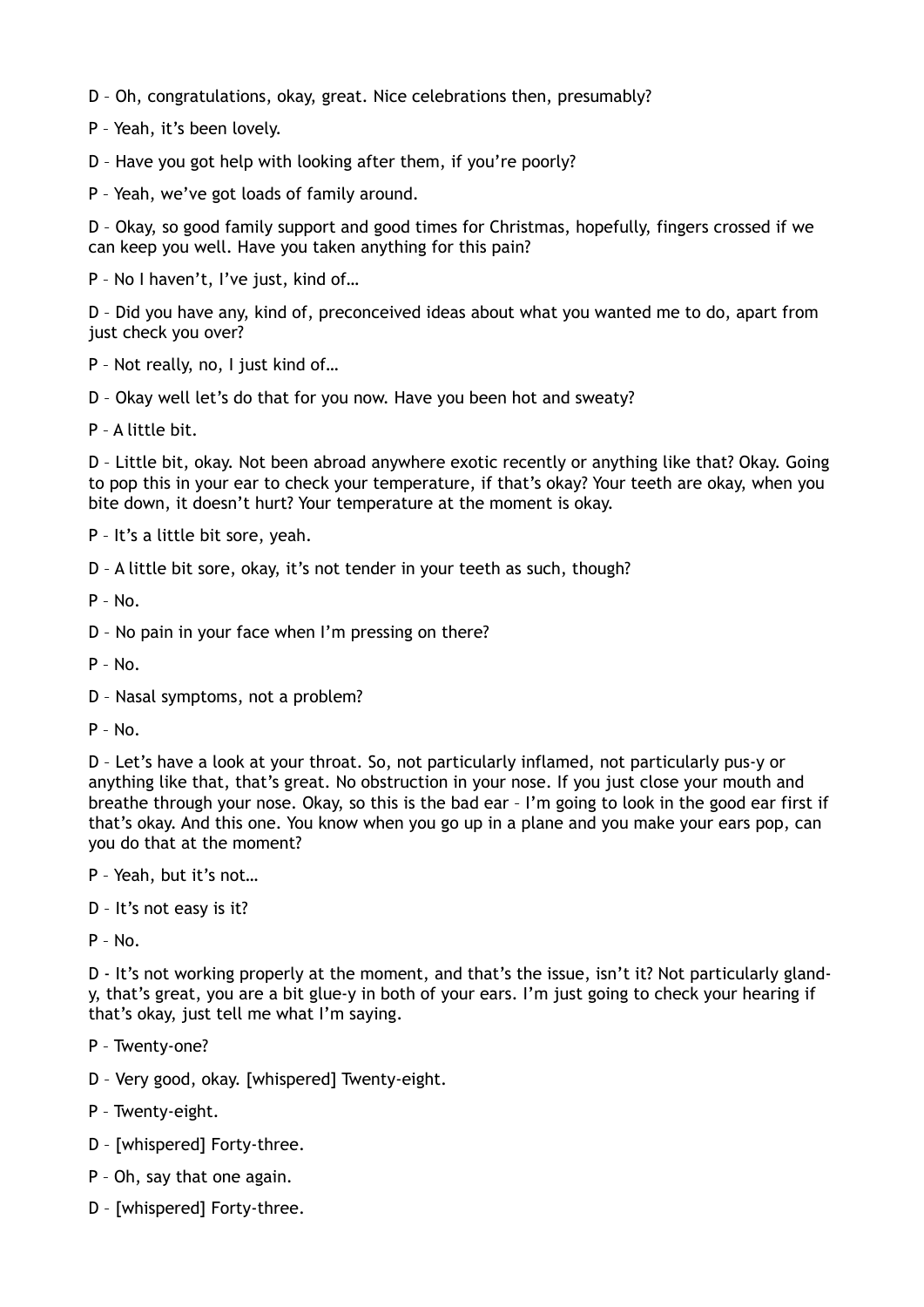D – Oh, congratulations, okay, great. Nice celebrations then, presumably?

P – Yeah, it's been lovely.

D – Have you got help with looking after them, if you're poorly?

P – Yeah, we've got loads of family around.

D – Okay, so good family support and good times for Christmas, hopefully, fingers crossed if we can keep you well. Have you taken anything for this pain?

P – No I haven't, I've just, kind of…

D – Did you have any, kind of, preconceived ideas about what you wanted me to do, apart from just check you over?

P – Not really, no, I just kind of…

D – Okay well let's do that for you now. Have you been hot and sweaty?

P – A little bit.

D – Little bit, okay. Not been abroad anywhere exotic recently or anything like that? Okay. Going to pop this in your ear to check your temperature, if that's okay? Your teeth are okay, when you bite down, it doesn't hurt? Your temperature at the moment is okay.

P – It's a little bit sore, yeah.

D – A little bit sore, okay, it's not tender in your teeth as such, though?

P – No.

D – No pain in your face when I'm pressing on there?

P – No.

D – Nasal symptoms, not a problem?

P – No.

D – Let's have a look at your throat. So, not particularly inflamed, not particularly pus-y or anything like that, that's great. No obstruction in your nose. If you just close your mouth and breathe through your nose. Okay, so this is the bad ear – I'm going to look in the good ear first if that's okay. And this one. You know when you go up in a plane and you make your ears pop, can you do that at the moment?

P – Yeah, but it's not…

D – It's not easy is it?

P – No.

D - It's not working properly at the moment, and that's the issue, isn't it? Not particularly gland-y, that's great, you are a bit glue-y in both of your ears. I'm just going to check your hearing if that's okay, just tell me what I'm saying.

P – Twenty-one?

D – Very good, okay. [whispered] Twenty-eight.

P – Twenty-eight.

D – [whispered] Forty-three.

P – Oh, say that one again.

D – [whispered] Forty-three.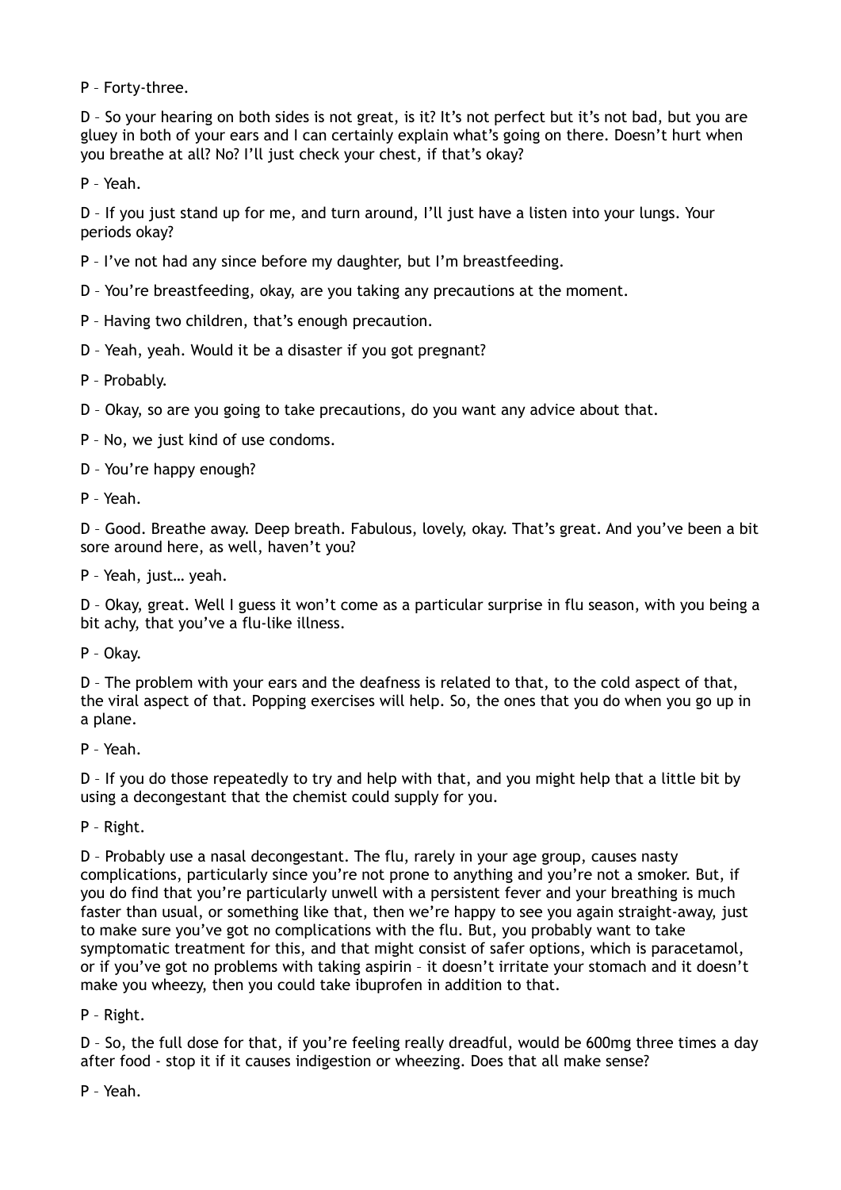P – Forty-three.

D – So your hearing on both sides is not great, is it? It's not perfect but it's not bad, but you are gluey in both of your ears and I can certainly explain what's going on there. Doesn't hurt when you breathe at all? No? I'll just check your chest, if that's okay?

P – Yeah.

D – If you just stand up for me, and turn around, I'll just have a listen into your lungs. Your periods okay?

P – I've not had any since before my daughter, but I'm breastfeeding.

D – You're breastfeeding, okay, are you taking any precautions at the moment.

P – Having two children, that's enough precaution.

D – Yeah, yeah. Would it be a disaster if you got pregnant?

P – Probably.

D – Okay, so are you going to take precautions, do you want any advice about that.

P – No, we just kind of use condoms.

D – You're happy enough?

P – Yeah.

D – Good. Breathe away. Deep breath. Fabulous, lovely, okay. That's great. And you've been a bit sore around here, as well, haven't you?

P – Yeah, just… yeah.

D – Okay, great. Well I guess it won't come as a particular surprise in flu season, with you being a bit achy, that you've a flu-like illness.

P – Okay.

D – The problem with your ears and the deafness is related to that, to the cold aspect of that, the viral aspect of that. Popping exercises will help. So, the ones that you do when you go up in a plane.

P – Yeah.

D – If you do those repeatedly to try and help with that, and you might help that a little bit by using a decongestant that the chemist could supply for you.

P – Right.

D – Probably use a nasal decongestant. The flu, rarely in your age group, causes nasty complications, particularly since you're not prone to anything and you're not a smoker. But, if you do find that you're particularly unwell with a persistent fever and your breathing is much faster than usual, or something like that, then we're happy to see you again straight-away, just to make sure you've got no complications with the flu. But, you probably want to take symptomatic treatment for this, and that might consist of safer options, which is paracetamol, or if you've got no problems with taking aspirin – it doesn't irritate your stomach and it doesn't make you wheezy, then you could take ibuprofen in addition to that.

P – Right.

D – So, the full dose for that, if you're feeling really dreadful, would be 600mg three times a day after food - stop it if it causes indigestion or wheezing. Does that all make sense?

P – Yeah.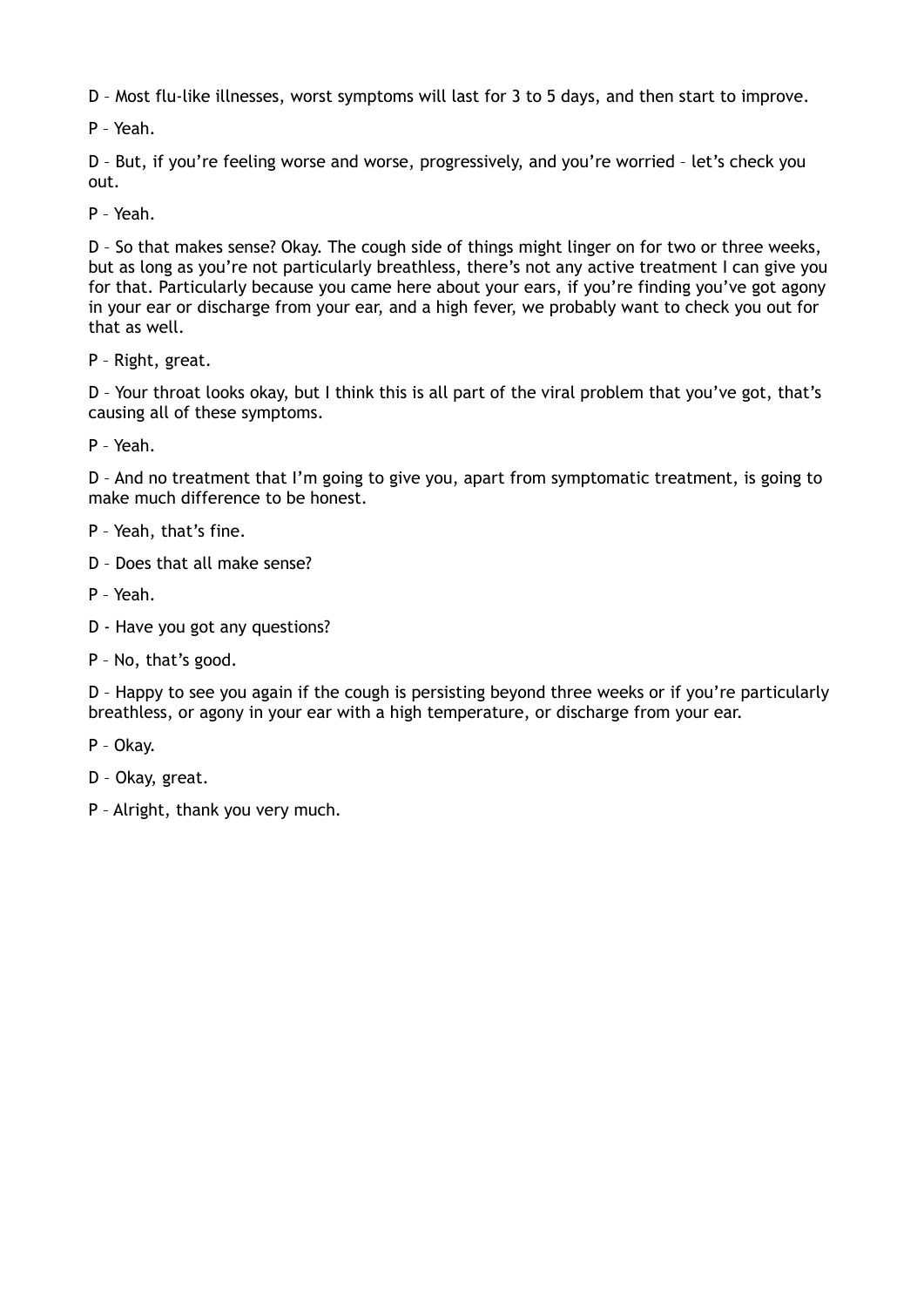D – Most flu-like illnesses, worst symptoms will last for 3 to 5 days, and then start to improve.

P – Yeah.

D – But, if you're feeling worse and worse, progressively, and you're worried – let's check you out.

P – Yeah.

D – So that makes sense? Okay. The cough side of things might linger on for two or three weeks, but as long as you're not particularly breathless, there's not any active treatment I can give you for that. Particularly because you came here about your ears, if you're finding you've got agony in your ear or discharge from your ear, and a high fever, we probably want to check you out for that as well.

P – Right, great.

D – Your throat looks okay, but I think this is all part of the viral problem that you've got, that's causing all of these symptoms.

P – Yeah.

D – And no treatment that I'm going to give you, apart from symptomatic treatment, is going to make much difference to be honest.

P – Yeah, that's fine.

D – Does that all make sense?

P – Yeah.

D - Have you got any questions?

P – No, that's good.

D – Happy to see you again if the cough is persisting beyond three weeks or if you're particularly breathless, or agony in your ear with a high temperature, or discharge from your ear.

P – Okay.

D – Okay, great.

P – Alright, thank you very much.